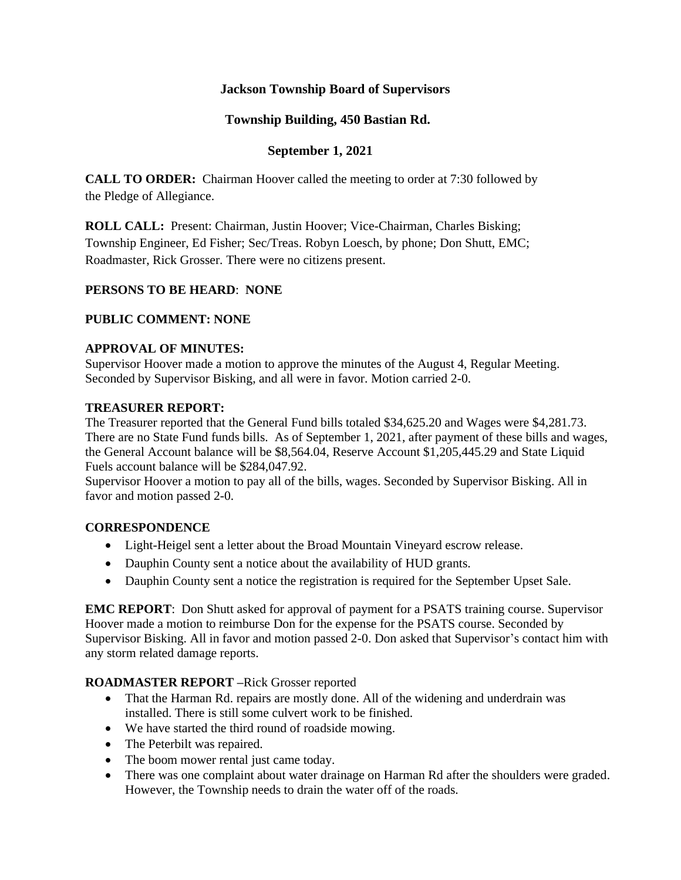**Jackson Township Board of Supervisors**

**Township Building, 450 Bastian Rd.**

**September 1, 2021**

**CALL TO ORDER:** Chairman Hoover called the meeting to order at 7:30 followed by the Pledge of Allegiance.

**ROLL CALL:** Present: Chairman, Justin Hoover; Vice-Chairman, Charles Bisking; Township Engineer, Ed Fisher; Sec/Treas. Robyn Loesch, by phone; Don Shutt, EMC; Roadmaster, Rick Grosser. There were no citizens present.

**PERSONS TO BE HEARD**: **NONE**

**PUBLIC COMMENT: NONE**

**APPROVAL OF MINUTES:**
Supervisor Hoover made a motion to approve the minutes of the August 4, Regular Meeting. Seconded by Supervisor Bisking, and all were in favor. Motion carried 2-0.

**TREASURER REPORT:**
The Treasurer reported that the General Fund bills totaled $34,625.20 and Wages were $4,281.73. There are no State Fund funds bills. As of September 1, 2021, after payment of these bills and wages, the General Account balance will be $8,564.04, Reserve Account $1,205,445.29 and State Liquid Fuels account balance will be $284,047.92.
Supervisor Hoover a motion to pay all of the bills, wages. Seconded by Supervisor Bisking. All in favor and motion passed 2-0.

**CORRESPONDENCE**

- Light-Heigel sent a letter about the Broad Mountain Vineyard escrow release.
- Dauphin County sent a notice about the availability of HUD grants.
- Dauphin County sent a notice the registration is required for the September Upset Sale.

**EMC REPORT**: Don Shutt asked for approval of payment for a PSATS training course. Supervisor Hoover made a motion to reimburse Don for the expense for the PSATS course. Seconded by Supervisor Bisking. All in favor and motion passed 2-0. Don asked that Supervisor's contact him with any storm related damage reports.

**ROADMASTER REPORT –**Rick Grosser reported

- That the Harman Rd. repairs are mostly done. All of the widening and underdrain was installed. There is still some culvert work to be finished.
- We have started the third round of roadside mowing.
- The Peterbilt was repaired.
- The boom mower rental just came today.
- There was one complaint about water drainage on Harman Rd after the shoulders were graded. However, the Township needs to drain the water off of the roads.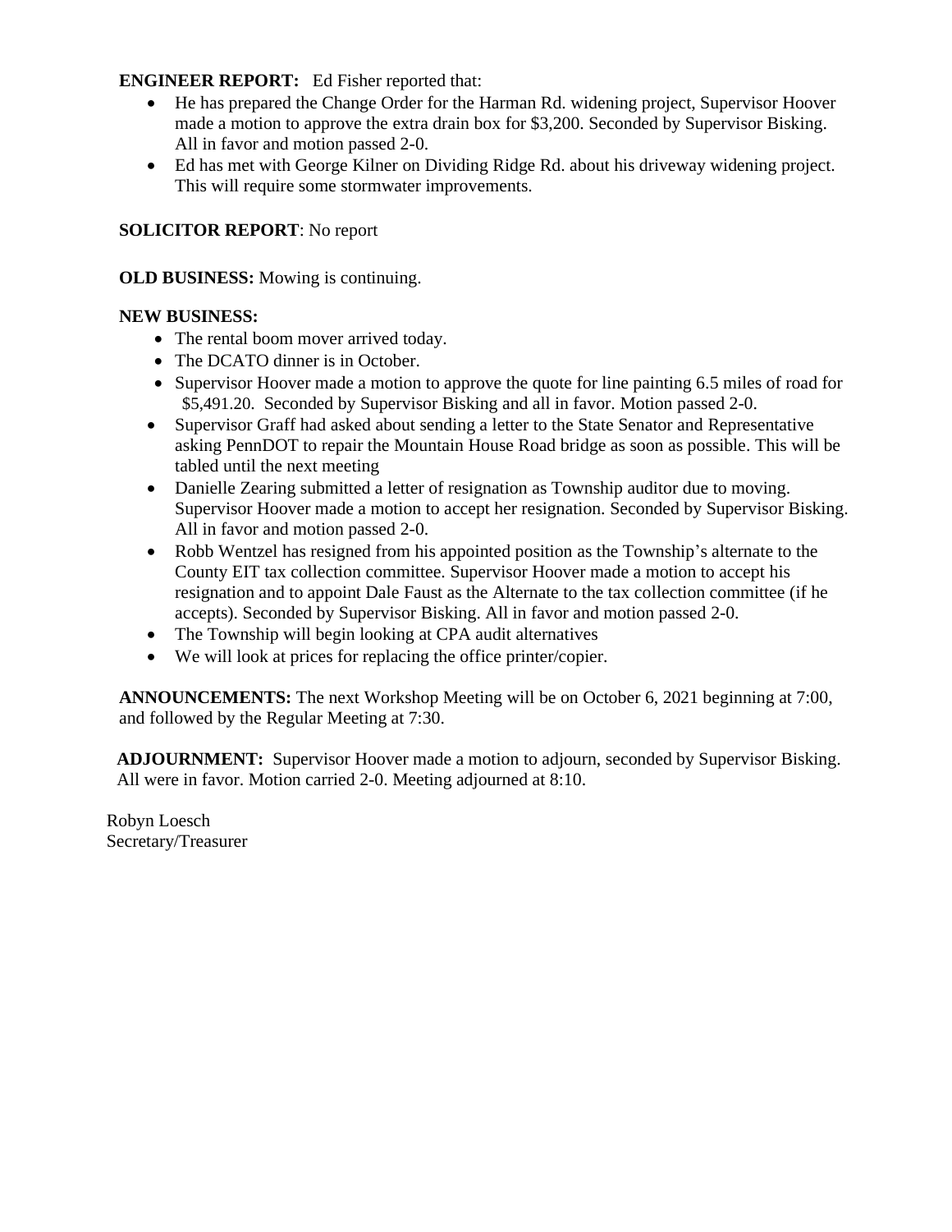**ENGINEER REPORT:** Ed Fisher reported that:

- He has prepared the Change Order for the Harman Rd. widening project, Supervisor Hoover made a motion to approve the extra drain box for $3,200. Seconded by Supervisor Bisking. All in favor and motion passed 2-0.
- Ed has met with George Kilner on Dividing Ridge Rd. about his driveway widening project. This will require some stormwater improvements.

**SOLICITOR REPORT**: No report

**OLD BUSINESS:** Mowing is continuing.

**NEW BUSINESS:**

- The rental boom mover arrived today.
- The DCATO dinner is in October.
- Supervisor Hoover made a motion to approve the quote for line painting 6.5 miles of road for $5,491.20. Seconded by Supervisor Bisking and all in favor. Motion passed 2-0.
- Supervisor Graff had asked about sending a letter to the State Senator and Representative asking PennDOT to repair the Mountain House Road bridge as soon as possible. This will be tabled until the next meeting
- Danielle Zearing submitted a letter of resignation as Township auditor due to moving. Supervisor Hoover made a motion to accept her resignation. Seconded by Supervisor Bisking. All in favor and motion passed 2-0.
- Robb Wentzel has resigned from his appointed position as the Township's alternate to the County EIT tax collection committee. Supervisor Hoover made a motion to accept his resignation and to appoint Dale Faust as the Alternate to the tax collection committee (if he accepts). Seconded by Supervisor Bisking. All in favor and motion passed 2-0.
- The Township will begin looking at CPA audit alternatives
- We will look at prices for replacing the office printer/copier.

**ANNOUNCEMENTS:** The next Workshop Meeting will be on October 6, 2021 beginning at 7:00, and followed by the Regular Meeting at 7:30.

**ADJOURNMENT:** Supervisor Hoover made a motion to adjourn, seconded by Supervisor Bisking. All were in favor. Motion carried 2-0. Meeting adjourned at 8:10.

Robyn Loesch
Secretary/Treasurer